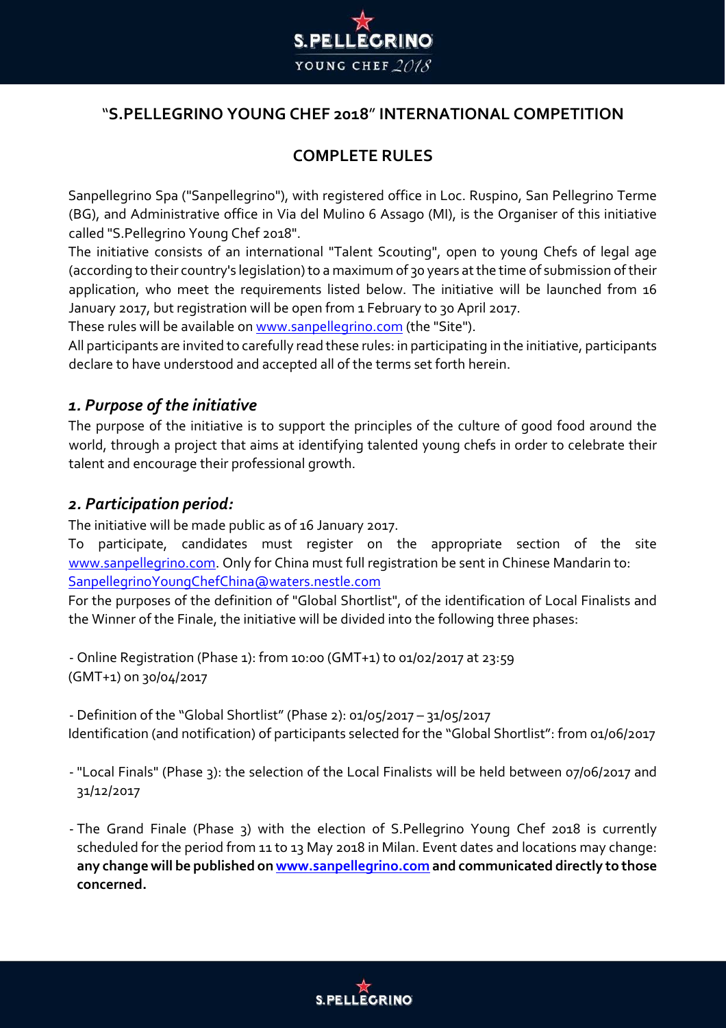# "S.PELLEGRINO YOUNG CHEF 2018" INTERNATIONAL COMPETITION

## COMPLETE RULES

Sanpellegrino Spa ("Sanpellegrino"), with registered office in Loc. Ruspino, San Pellegrino Terme (BG), and Administrative office in Via del Mulino 6 Assago (MI), is the Organiser of this initiative called "S.Pellegrino Young Chef 2018".

The initiative consists of an international "Talent Scouting", open to young Chefs of legal age (according to their country's legislation) to a maximum of 30 years at the time of submission of their application, who meet the requirements listed below. The initiative will be launched from 16 January 2017, but registration will be open from 1 February to 30 April 2017.

These rules will be available on www.sanpellegrino.com (the "Site").

All participants are invited to carefully read these rules: in participating in the initiative, participants declare to have understood and accepted all of the terms set forth herein.

### *1. Purpose of the initiative*

The purpose of the initiative is to support the principles of the culture of good food around the world, through a project that aims at identifying talented young chefs in order to celebrate their talent and encourage their professional growth.

### *2. Participation period:*

The initiative will be made public as of 16 January 2017.

To participate, candidates must register on the appropriate section of the site www.sanpellegrino.com. Only for China must full registration be sent in Chinese Mandarin to: SanpellegrinoYoungChefChina@waters.nestle.com

For the purposes of the definition of "Global Shortlist", of the identification of Local Finalists and the Winner of the Finale, the initiative will be divided into the following three phases:

- Online Registration (Phase 1): from 10:00 (GMT+1) to 01/02/2017 at 23:59 (GMT+1) on 30/04/2017

- Definition of the "Global Shortlist" (Phase 2): 01/05/2017 – 31/05/2017
Identification (and notification) of participants selected for the "Global Shortlist": from 01/06/2017

- "Local Finals" (Phase 3): the selection of the Local Finalists will be held between 07/06/2017 and 31/12/2017

- The Grand Finale (Phase 3) with the election of S.Pellegrino Young Chef 2018 is currently scheduled for the period from 11 to 13 May 2018 in Milan. Event dates and locations may change: **any change will be published on www.sanpellegrino.com and communicated directly to those concerned.**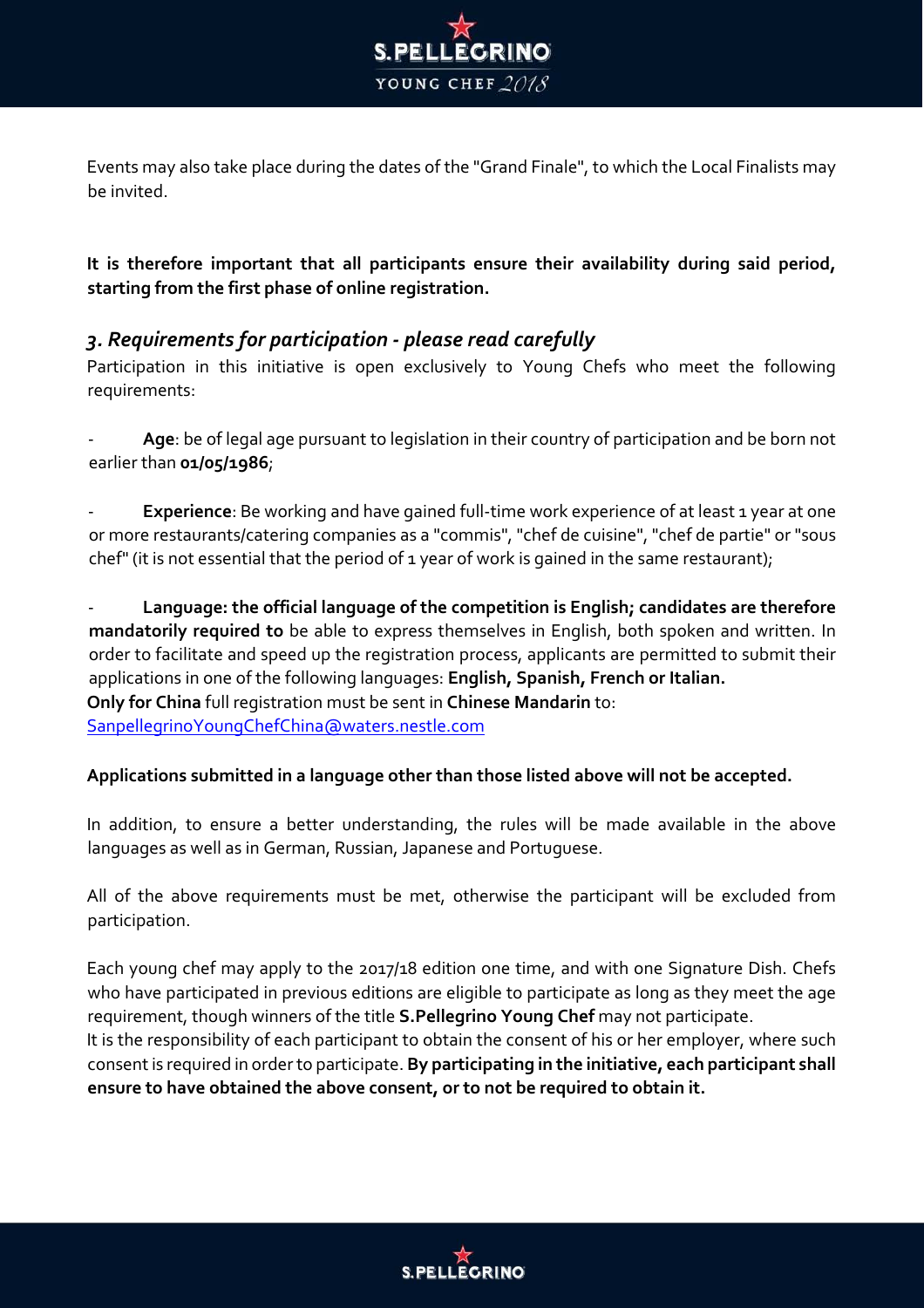Events may also take place during the dates of the "Grand Finale", to which the Local Finalists may be invited.

**It is therefore important that all participants ensure their availability during said period, starting from the first phase of online registration.**

### *3. Requirements for participation - please read carefully*

Participation in this initiative is open exclusively to Young Chefs who meet the following requirements:

- **Age**: be of legal age pursuant to legislation in their country of participation and be born not earlier than **01/05/1986**;

- **Experience**: Be working and have gained full-time work experience of at least 1 year at one or more restaurants/catering companies as a "commis", "chef de cuisine", "chef de partie" or "sous chef" (it is not essential that the period of 1 year of work is gained in the same restaurant);

- **Language: the official language of the competition is English; candidates are therefore mandatorily required to** be able to express themselves in English, both spoken and written. In order to facilitate and speed up the registration process, applicants are permitted to submit their applications in one of the following languages: **English, Spanish, French or Italian.**
**Only for China** full registration must be sent in **Chinese Mandarin** to: SanpellegrinoYoungChefChina@waters.nestle.com

**Applications submitted in a language other than those listed above will not be accepted.**

In addition, to ensure a better understanding, the rules will be made available in the above languages as well as in German, Russian, Japanese and Portuguese.

All of the above requirements must be met, otherwise the participant will be excluded from participation.

Each young chef may apply to the 2017/18 edition one time, and with one Signature Dish. Chefs who have participated in previous editions are eligible to participate as long as they meet the age requirement, though winners of the title **S.Pellegrino Young Chef** may not participate.
It is the responsibility of each participant to obtain the consent of his or her employer, where such consent is required in order to participate. **By participating in the initiative, each participant shall ensure to have obtained the above consent, or to not be required to obtain it.**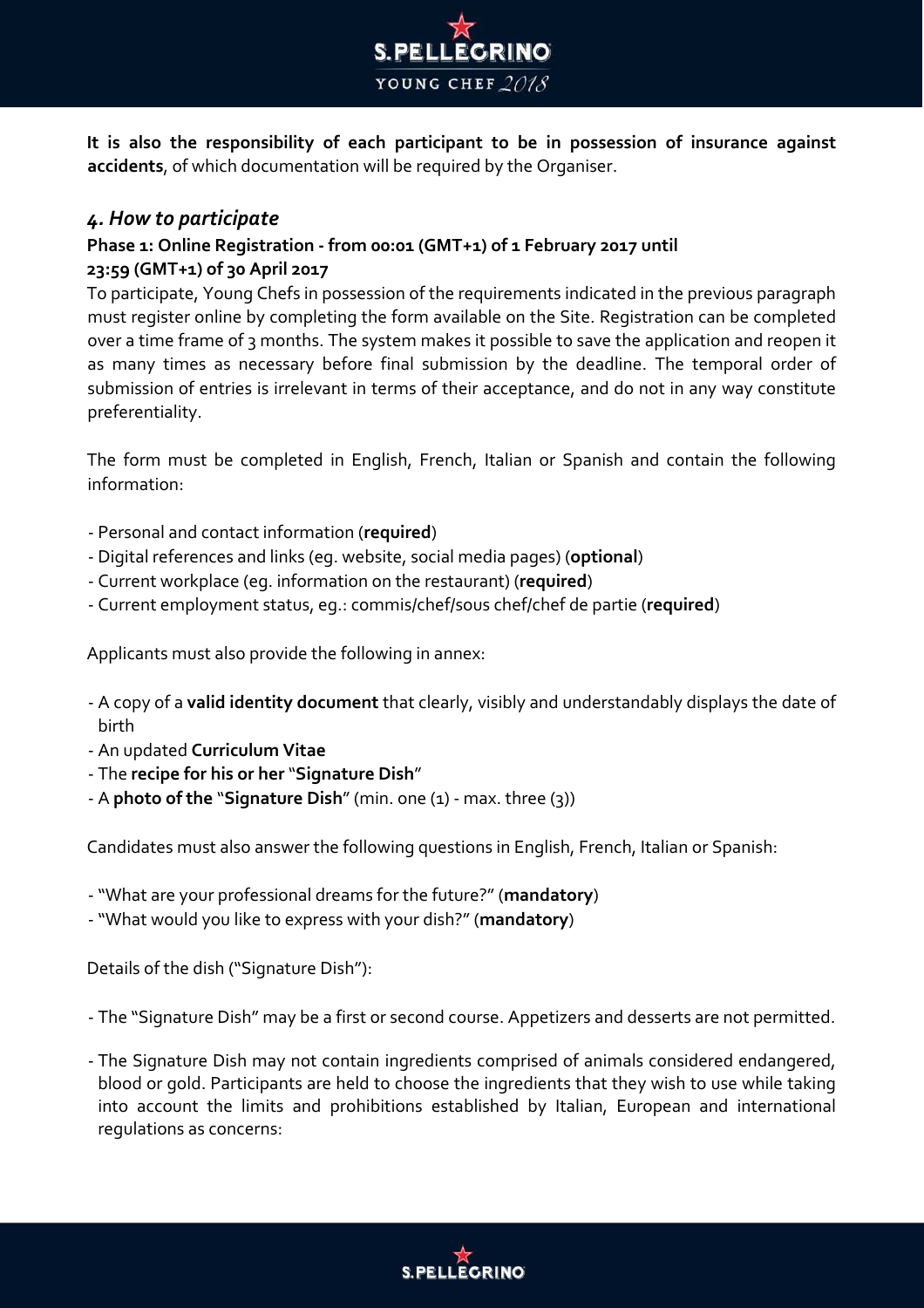**It is also the responsibility of each participant to be in possession of insurance against accidents**, of which documentation will be required by the Organiser.

## *4. How to participate*

**Phase 1: Online Registration - from 00:01 (GMT+1) of 1 February 2017 until 23:59 (GMT+1) of 30 April 2017**

To participate, Young Chefs in possession of the requirements indicated in the previous paragraph must register online by completing the form available on the Site. Registration can be completed over a time frame of 3 months. The system makes it possible to save the application and reopen it as many times as necessary before final submission by the deadline. The temporal order of submission of entries is irrelevant in terms of their acceptance, and do not in any way constitute preferentiality.

The form must be completed in English, French, Italian or Spanish and contain the following information:

- Personal and contact information (**required**)
- Digital references and links (eg. website, social media pages) (**optional**)
- Current workplace (eg. information on the restaurant) (**required**)
- Current employment status, eg.: commis/chef/sous chef/chef de partie (**required**)

Applicants must also provide the following in annex:

- A copy of a **valid identity document** that clearly, visibly and understandably displays the date of birth
- An updated **Curriculum Vitae**
- The **recipe for his or her** "**Signature Dish**"
- A **photo of the** "**Signature Dish**" (min. one (1) - max. three (3))

Candidates must also answer the following questions in English, French, Italian or Spanish:

- "What are your professional dreams for the future?" (**mandatory**)
- "What would you like to express with your dish?" (**mandatory**)

Details of the dish ("Signature Dish"):

- The "Signature Dish" may be a first or second course. Appetizers and desserts are not permitted.
- The Signature Dish may not contain ingredients comprised of animals considered endangered, blood or gold. Participants are held to choose the ingredients that they wish to use while taking into account the limits and prohibitions established by Italian, European and international regulations as concerns: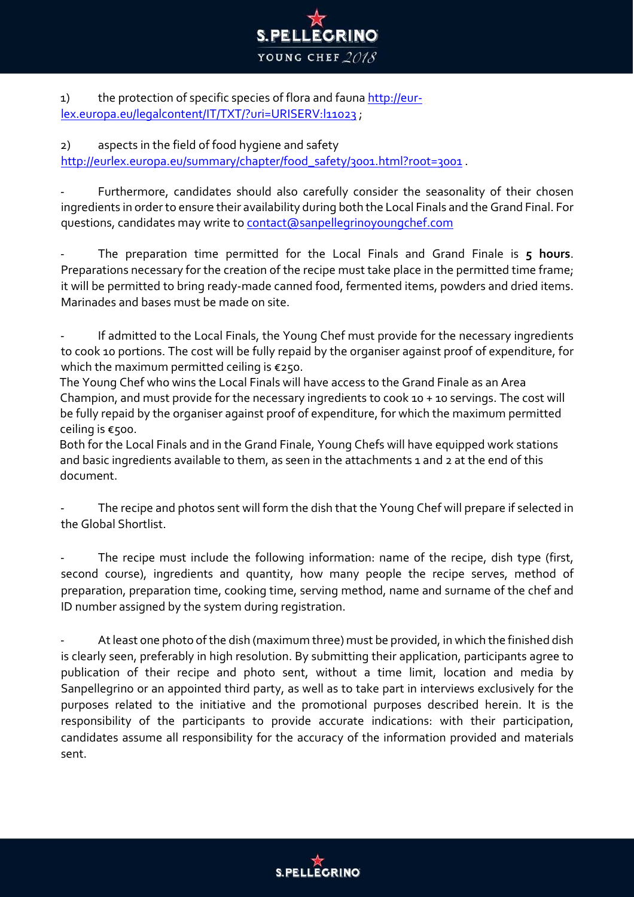1) the protection of specific species of flora and fauna http://eur-lex.europa.eu/legalcontent/IT/TXT/?uri=URISERV:l11023 ;

2) aspects in the field of food hygiene and safety http://eurlex.europa.eu/summary/chapter/food_safety/3001.html?root=3001 .

- Furthermore, candidates should also carefully consider the seasonality of their chosen ingredients in order to ensure their availability during both the Local Finals and the Grand Final. For questions, candidates may write to contact@sanpellegrinoyoungchef.com

- The preparation time permitted for the Local Finals and Grand Finale is **5 hours**. Preparations necessary for the creation of the recipe must take place in the permitted time frame; it will be permitted to bring ready-made canned food, fermented items, powders and dried items. Marinades and bases must be made on site.

- If admitted to the Local Finals, the Young Chef must provide for the necessary ingredients to cook 10 portions. The cost will be fully repaid by the organiser against proof of expenditure, for which the maximum permitted ceiling is €250.

The Young Chef who wins the Local Finals will have access to the Grand Finale as an Area Champion, and must provide for the necessary ingredients to cook 10 + 10 servings. The cost will be fully repaid by the organiser against proof of expenditure, for which the maximum permitted ceiling is €500.

Both for the Local Finals and in the Grand Finale, Young Chefs will have equipped work stations and basic ingredients available to them, as seen in the attachments 1 and 2 at the end of this document.

- The recipe and photos sent will form the dish that the Young Chef will prepare if selected in the Global Shortlist.

- The recipe must include the following information: name of the recipe, dish type (first, second course), ingredients and quantity, how many people the recipe serves, method of preparation, preparation time, cooking time, serving method, name and surname of the chef and ID number assigned by the system during registration.

- At least one photo of the dish (maximum three) must be provided, in which the finished dish is clearly seen, preferably in high resolution. By submitting their application, participants agree to publication of their recipe and photo sent, without a time limit, location and media by Sanpellegrino or an appointed third party, as well as to take part in interviews exclusively for the purposes related to the initiative and the promotional purposes described herein. It is the responsibility of the participants to provide accurate indications: with their participation, candidates assume all responsibility for the accuracy of the information provided and materials sent.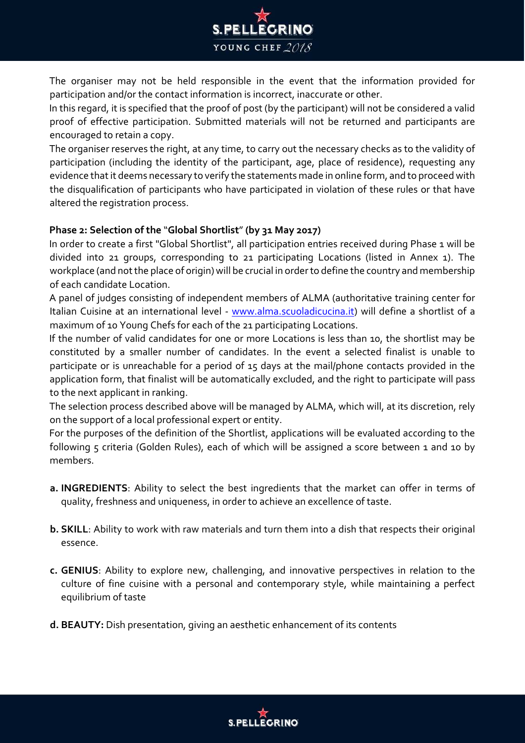The organiser may not be held responsible in the event that the information provided for participation and/or the contact information is incorrect, inaccurate or other.
In this regard, it is specified that the proof of post (by the participant) will not be considered a valid proof of effective participation. Submitted materials will not be returned and participants are encouraged to retain a copy.
The organiser reserves the right, at any time, to carry out the necessary checks as to the validity of participation (including the identity of the participant, age, place of residence), requesting any evidence that it deems necessary to verify the statements made in online form, and to proceed with the disqualification of participants who have participated in violation of these rules or that have altered the registration process.

**Phase 2: Selection of the "Global Shortlist" (by 31 May 2017)**

In order to create a first "Global Shortlist", all participation entries received during Phase 1 will be divided into 21 groups, corresponding to 21 participating Locations (listed in Annex 1). The workplace (and not the place of origin) will be crucial in order to define the country and membership of each candidate Location.
A panel of judges consisting of independent members of ALMA (authoritative training center for Italian Cuisine at an international level - www.alma.scuoladicucina.it) will define a shortlist of a maximum of 10 Young Chefs for each of the 21 participating Locations.
If the number of valid candidates for one or more Locations is less than 10, the shortlist may be constituted by a smaller number of candidates. In the event a selected finalist is unable to participate or is unreachable for a period of 15 days at the mail/phone contacts provided in the application form, that finalist will be automatically excluded, and the right to participate will pass to the next applicant in ranking.
The selection process described above will be managed by ALMA, which will, at its discretion, rely on the support of a local professional expert or entity.
For the purposes of the definition of the Shortlist, applications will be evaluated according to the following 5 criteria (Golden Rules), each of which will be assigned a score between 1 and 10 by members.

**a. INGREDIENTS**: Ability to select the best ingredients that the market can offer in terms of quality, freshness and uniqueness, in order to achieve an excellence of taste.

**b. SKILL**: Ability to work with raw materials and turn them into a dish that respects their original essence.

**c. GENIUS**: Ability to explore new, challenging, and innovative perspectives in relation to the culture of fine cuisine with a personal and contemporary style, while maintaining a perfect equilibrium of taste

**d. BEAUTY:** Dish presentation, giving an aesthetic enhancement of its contents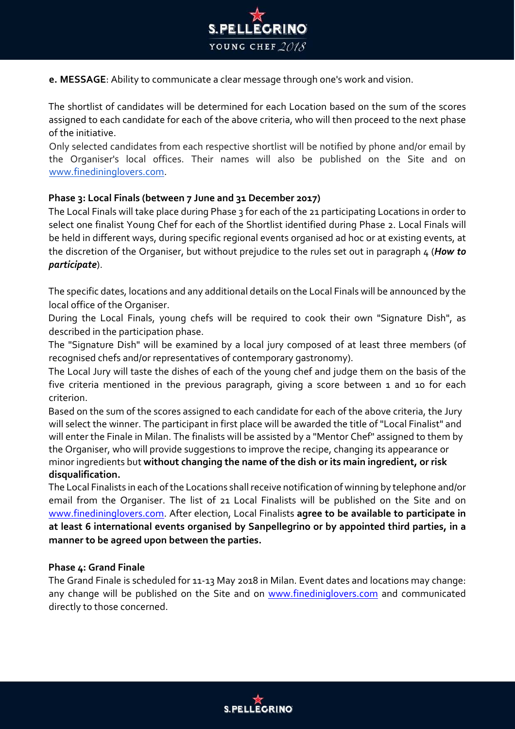**e. MESSAGE**: Ability to communicate a clear message through one's work and vision.

The shortlist of candidates will be determined for each Location based on the sum of the scores assigned to each candidate for each of the above criteria, who will then proceed to the next phase of the initiative.

Only selected candidates from each respective shortlist will be notified by phone and/or email by the Organiser's local offices. Their names will also be published on the Site and on www.finedininglovers.com.

**Phase 3: Local Finals (between 7 June and 31 December 2017)**

The Local Finals will take place during Phase 3 for each of the 21 participating Locations in order to select one finalist Young Chef for each of the Shortlist identified during Phase 2. Local Finals will be held in different ways, during specific regional events organised ad hoc or at existing events, at the discretion of the Organiser, but without prejudice to the rules set out in paragraph 4 (***How to participate***).

The specific dates, locations and any additional details on the Local Finals will be announced by the local office of the Organiser.

During the Local Finals, young chefs will be required to cook their own "Signature Dish", as described in the participation phase.

The "Signature Dish" will be examined by a local jury composed of at least three members (of recognised chefs and/or representatives of contemporary gastronomy).

The Local Jury will taste the dishes of each of the young chef and judge them on the basis of the five criteria mentioned in the previous paragraph, giving a score between 1 and 10 for each criterion.

Based on the sum of the scores assigned to each candidate for each of the above criteria, the Jury will select the winner. The participant in first place will be awarded the title of "Local Finalist" and will enter the Finale in Milan. The finalists will be assisted by a "Mentor Chef" assigned to them by the Organiser, who will provide suggestions to improve the recipe, changing its appearance or minor ingredients but **without changing the name of the dish or its main ingredient, or risk disqualification.**

The Local Finalists in each of the Locations shall receive notification of winning by telephone and/or email from the Organiser. The list of 21 Local Finalists will be published on the Site and on www.finedininglovers.com. After election, Local Finalists **agree to be available to participate in at least 6 international events organised by Sanpellegrino or by appointed third parties, in a manner to be agreed upon between the parties.**

**Phase 4: Grand Finale**

The Grand Finale is scheduled for 11-13 May 2018 in Milan. Event dates and locations may change: any change will be published on the Site and on www.finediniglovers.com and communicated directly to those concerned.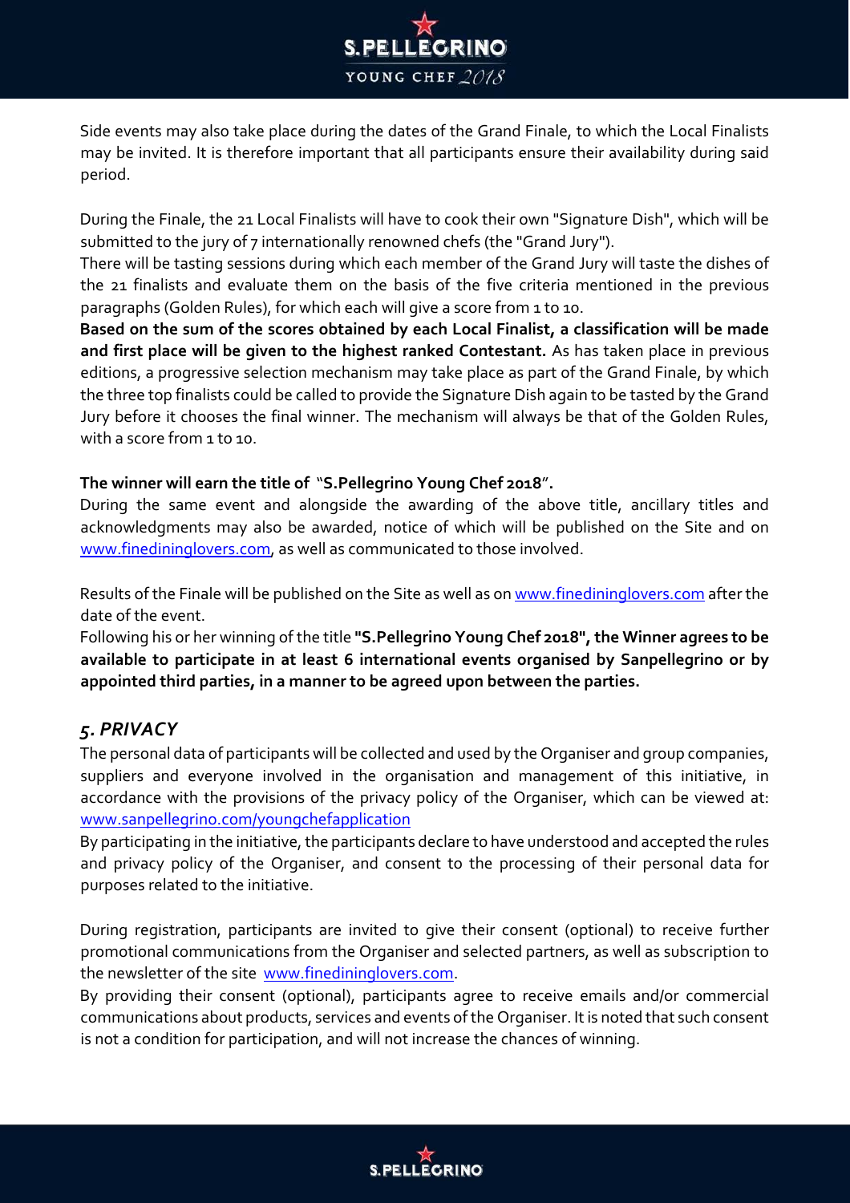Side events may also take place during the dates of the Grand Finale, to which the Local Finalists may be invited. It is therefore important that all participants ensure their availability during said period.

During the Finale, the 21 Local Finalists will have to cook their own "Signature Dish", which will be submitted to the jury of 7 internationally renowned chefs (the "Grand Jury").
There will be tasting sessions during which each member of the Grand Jury will taste the dishes of the 21 finalists and evaluate them on the basis of the five criteria mentioned in the previous paragraphs (Golden Rules), for which each will give a score from 1 to 10.
**Based on the sum of the scores obtained by each Local Finalist, a classification will be made and first place will be given to the highest ranked Contestant.** As has taken place in previous editions, a progressive selection mechanism may take place as part of the Grand Finale, by which the three top finalists could be called to provide the Signature Dish again to be tasted by the Grand Jury before it chooses the final winner. The mechanism will always be that of the Golden Rules, with a score from 1 to 10.

**The winner will earn the title of "S.Pellegrino Young Chef 2018".**
During the same event and alongside the awarding of the above title, ancillary titles and acknowledgments may also be awarded, notice of which will be published on the Site and on www.finedininglovers.com, as well as communicated to those involved.

Results of the Finale will be published on the Site as well as on www.finedininglovers.com after the date of the event.
Following his or her winning of the title **"S.Pellegrino Young Chef 2018", the Winner agrees to be available to participate in at least 6 international events organised by Sanpellegrino or by appointed third parties, in a manner to be agreed upon between the parties.**

## *5. PRIVACY*

The personal data of participants will be collected and used by the Organiser and group companies, suppliers and everyone involved in the organisation and management of this initiative, in accordance with the provisions of the privacy policy of the Organiser, which can be viewed at: www.sanpellegrino.com/youngchefapplication
By participating in the initiative, the participants declare to have understood and accepted the rules and privacy policy of the Organiser, and consent to the processing of their personal data for purposes related to the initiative.

During registration, participants are invited to give their consent (optional) to receive further promotional communications from the Organiser and selected partners, as well as subscription to the newsletter of the site www.finedininglovers.com.
By providing their consent (optional), participants agree to receive emails and/or commercial communications about products, services and events of the Organiser. It is noted that such consent is not a condition for participation, and will not increase the chances of winning.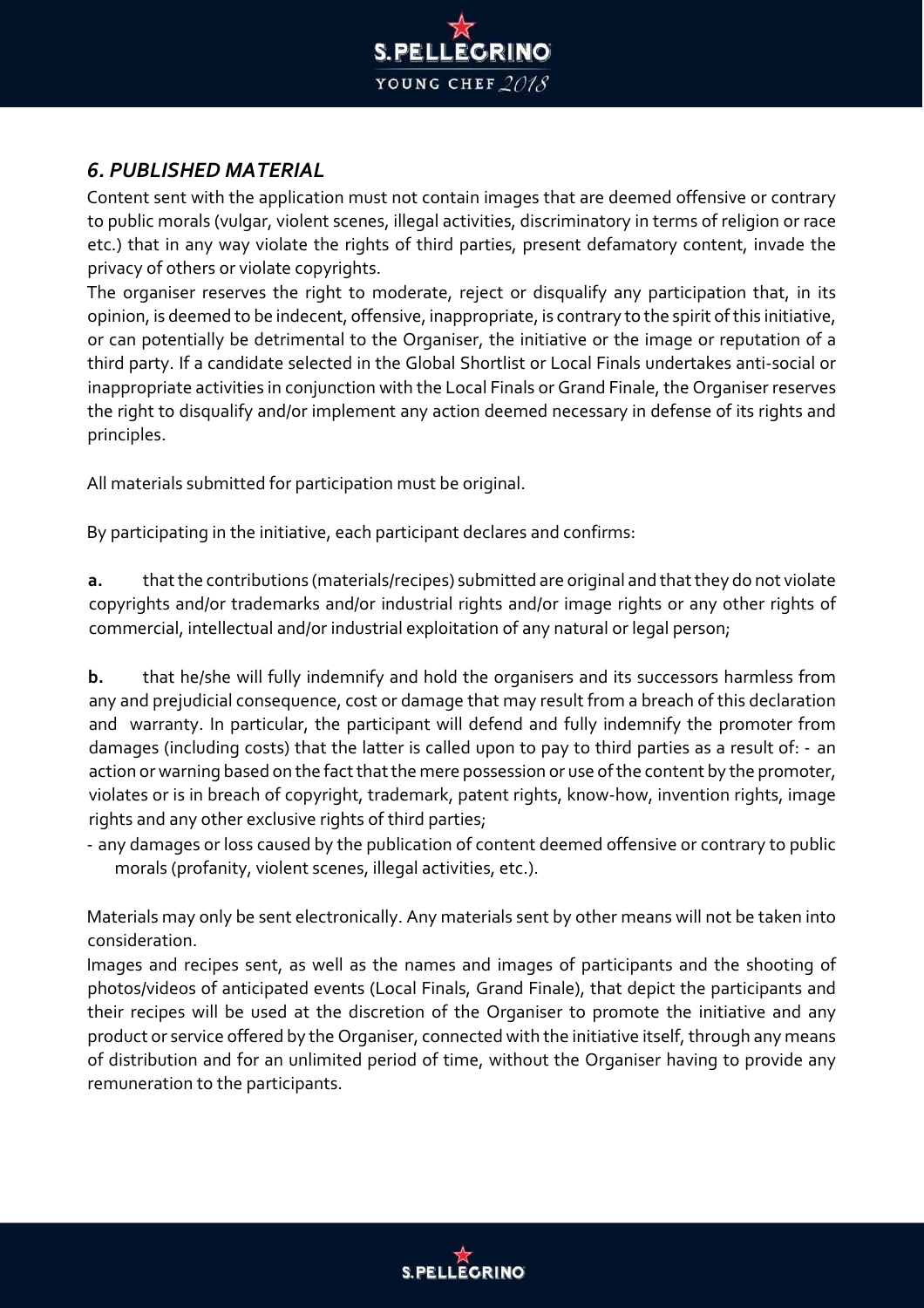## *6. PUBLISHED MATERIAL*

Content sent with the application must not contain images that are deemed offensive or contrary to public morals (vulgar, violent scenes, illegal activities, discriminatory in terms of religion or race etc.) that in any way violate the rights of third parties, present defamatory content, invade the privacy of others or violate copyrights.

The organiser reserves the right to moderate, reject or disqualify any participation that, in its opinion, is deemed to be indecent, offensive, inappropriate, is contrary to the spirit of this initiative, or can potentially be detrimental to the Organiser, the initiative or the image or reputation of a third party. If a candidate selected in the Global Shortlist or Local Finals undertakes anti-social or inappropriate activities in conjunction with the Local Finals or Grand Finale, the Organiser reserves the right to disqualify and/or implement any action deemed necessary in defense of its rights and principles.

All materials submitted for participation must be original.

By participating in the initiative, each participant declares and confirms:

**a.** that the contributions (materials/recipes) submitted are original and that they do not violate copyrights and/or trademarks and/or industrial rights and/or image rights or any other rights of commercial, intellectual and/or industrial exploitation of any natural or legal person;

**b.** that he/she will fully indemnify and hold the organisers and its successors harmless from any and prejudicial consequence, cost or damage that may result from a breach of this declaration and warranty. In particular, the participant will defend and fully indemnify the promoter from damages (including costs) that the latter is called upon to pay to third parties as a result of: - an action or warning based on the fact that the mere possession or use of the content by the promoter, violates or is in breach of copyright, trademark, patent rights, know-how, invention rights, image rights and any other exclusive rights of third parties;

- any damages or loss caused by the publication of content deemed offensive or contrary to public morals (profanity, violent scenes, illegal activities, etc.).

Materials may only be sent electronically. Any materials sent by other means will not be taken into consideration.

Images and recipes sent, as well as the names and images of participants and the shooting of photos/videos of anticipated events (Local Finals, Grand Finale), that depict the participants and their recipes will be used at the discretion of the Organiser to promote the initiative and any product or service offered by the Organiser, connected with the initiative itself, through any means of distribution and for an unlimited period of time, without the Organiser having to provide any remuneration to the participants.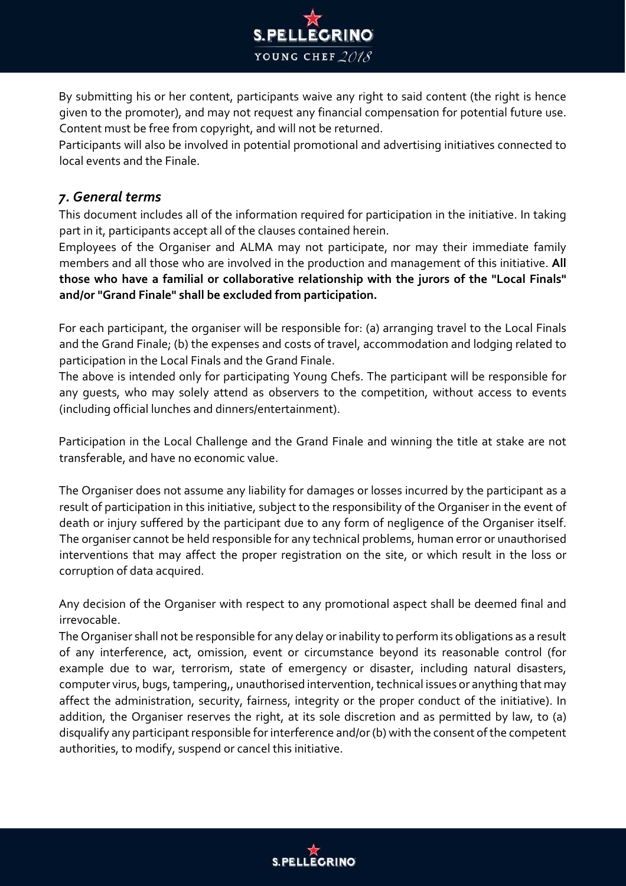By submitting his or her content, participants waive any right to said content (the right is hence given to the promoter), and may not request any financial compensation for potential future use. Content must be free from copyright, and will not be returned.
Participants will also be involved in potential promotional and advertising initiatives connected to local events and the Finale.

## *7. General terms*

This document includes all of the information required for participation in the initiative. In taking part in it, participants accept all of the clauses contained herein.
Employees of the Organiser and ALMA may not participate, nor may their immediate family members and all those who are involved in the production and management of this initiative. **All those who have a familial or collaborative relationship with the jurors of the "Local Finals" and/or "Grand Finale" shall be excluded from participation.**

For each participant, the organiser will be responsible for: (a) arranging travel to the Local Finals and the Grand Finale; (b) the expenses and costs of travel, accommodation and lodging related to participation in the Local Finals and the Grand Finale.
The above is intended only for participating Young Chefs. The participant will be responsible for any guests, who may solely attend as observers to the competition, without access to events (including official lunches and dinners/entertainment).

Participation in the Local Challenge and the Grand Finale and winning the title at stake are not transferable, and have no economic value.

The Organiser does not assume any liability for damages or losses incurred by the participant as a result of participation in this initiative, subject to the responsibility of the Organiser in the event of death or injury suffered by the participant due to any form of negligence of the Organiser itself. The organiser cannot be held responsible for any technical problems, human error or unauthorised interventions that may affect the proper registration on the site, or which result in the loss or corruption of data acquired.

Any decision of the Organiser with respect to any promotional aspect shall be deemed final and irrevocable.
The Organiser shall not be responsible for any delay or inability to perform its obligations as a result of any interference, act, omission, event or circumstance beyond its reasonable control (for example due to war, terrorism, state of emergency or disaster, including natural disasters, computer virus, bugs, tampering,, unauthorised intervention, technical issues or anything that may affect the administration, security, fairness, integrity or the proper conduct of the initiative). In addition, the Organiser reserves the right, at its sole discretion and as permitted by law, to (a) disqualify any participant responsible for interference and/or (b) with the consent of the competent authorities, to modify, suspend or cancel this initiative.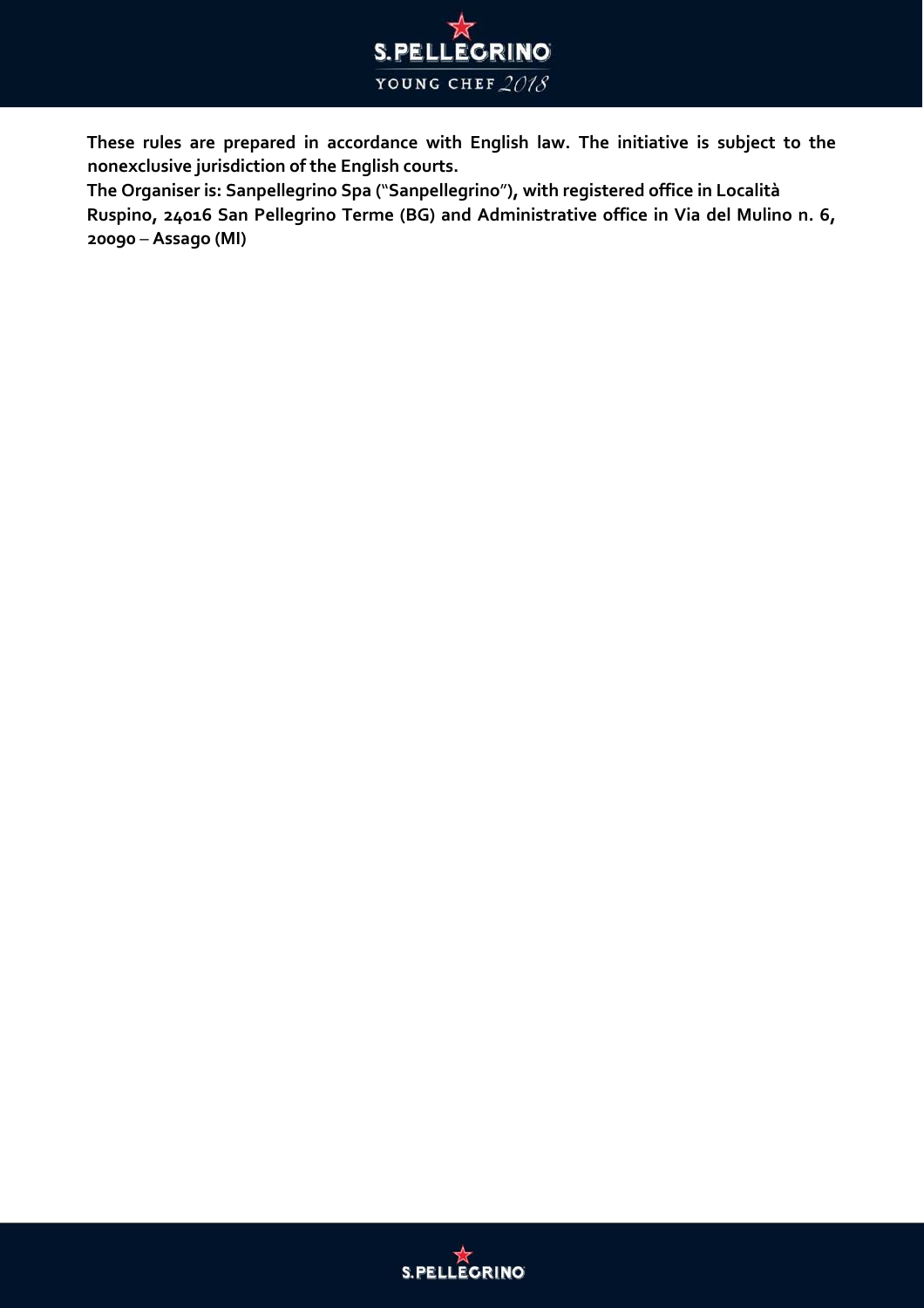**These rules are prepared in accordance with English law. The initiative is subject to the nonexclusive jurisdiction of the English courts.**

**The Organiser is: Sanpellegrino Spa ("Sanpellegrino"), with registered office in Località Ruspino, 24016 San Pellegrino Terme (BG) and Administrative office in Via del Mulino n. 6, 20090 – Assago (MI)**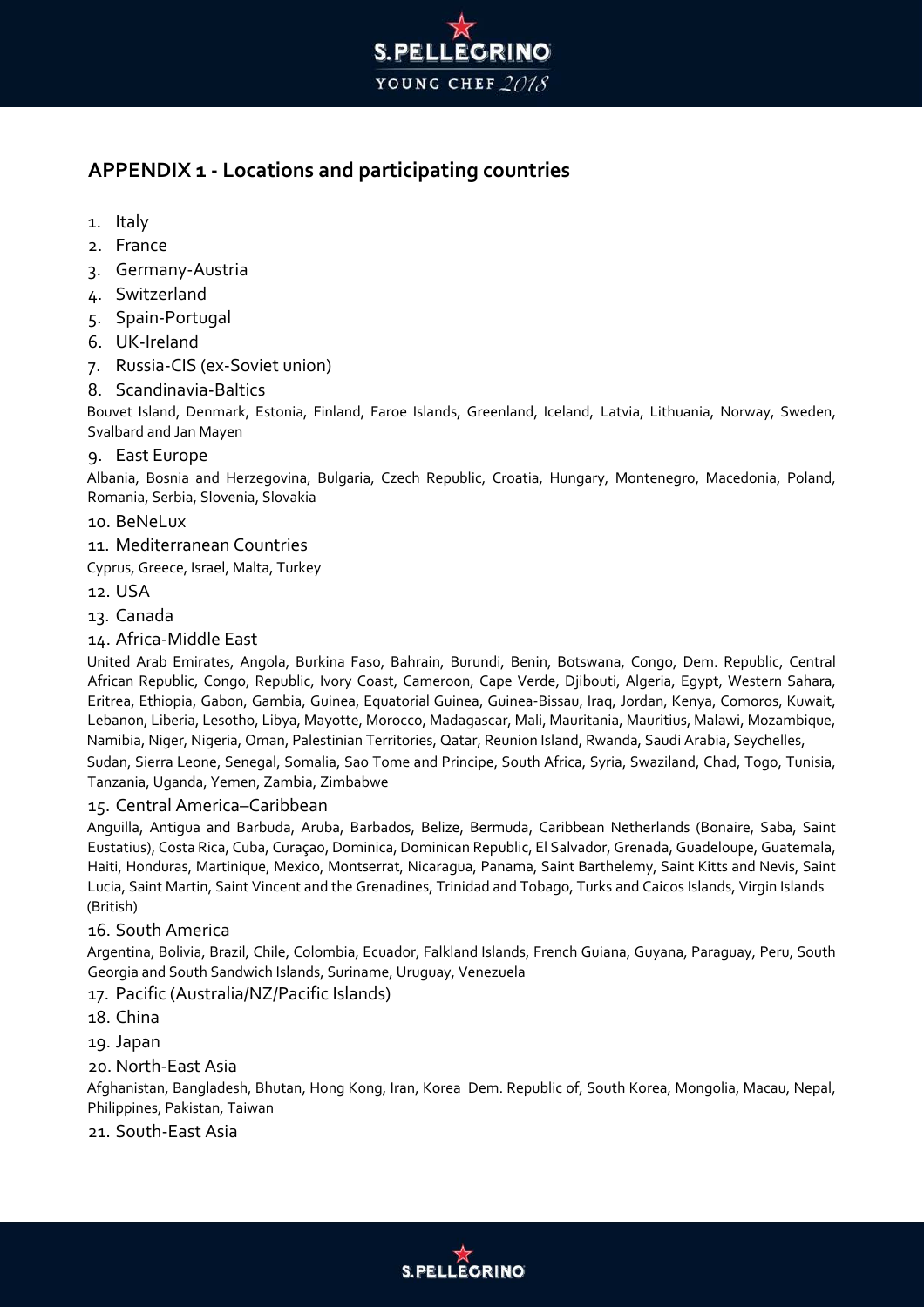## APPENDIX 1 - Locations and participating countries

1. Italy
2. France
3. Germany-Austria
4. Switzerland
5. Spain-Portugal
6. UK-Ireland
7. Russia-CIS (ex-Soviet union)
8. Scandinavia-Baltics

Bouvet Island, Denmark, Estonia, Finland, Faroe Islands, Greenland, Iceland, Latvia, Lithuania, Norway, Sweden, Svalbard and Jan Mayen

9. East Europe

Albania, Bosnia and Herzegovina, Bulgaria, Czech Republic, Croatia, Hungary, Montenegro, Macedonia, Poland, Romania, Serbia, Slovenia, Slovakia

10. BeNeLux
11. Mediterranean Countries

Cyprus, Greece, Israel, Malta, Turkey

12. USA
13. Canada
14. Africa-Middle East

United Arab Emirates, Angola, Burkina Faso, Bahrain, Burundi, Benin, Botswana, Congo, Dem. Republic, Central African Republic, Congo, Republic, Ivory Coast, Cameroon, Cape Verde, Djibouti, Algeria, Egypt, Western Sahara, Eritrea, Ethiopia, Gabon, Gambia, Guinea, Equatorial Guinea, Guinea-Bissau, Iraq, Jordan, Kenya, Comoros, Kuwait, Lebanon, Liberia, Lesotho, Libya, Mayotte, Morocco, Madagascar, Mali, Mauritania, Mauritius, Malawi, Mozambique, Namibia, Niger, Nigeria, Oman, Palestinian Territories, Qatar, Reunion Island, Rwanda, Saudi Arabia, Seychelles, Sudan, Sierra Leone, Senegal, Somalia, Sao Tome and Principe, South Africa, Syria, Swaziland, Chad, Togo, Tunisia, Tanzania, Uganda, Yemen, Zambia, Zimbabwe

15. Central America–Caribbean

Anguilla, Antigua and Barbuda, Aruba, Barbados, Belize, Bermuda, Caribbean Netherlands (Bonaire, Saba, Saint Eustatius), Costa Rica, Cuba, Curaçao, Dominica, Dominican Republic, El Salvador, Grenada, Guadeloupe, Guatemala, Haiti, Honduras, Martinique, Mexico, Montserrat, Nicaragua, Panama, Saint Barthelemy, Saint Kitts and Nevis, Saint Lucia, Saint Martin, Saint Vincent and the Grenadines, Trinidad and Tobago, Turks and Caicos Islands, Virgin Islands (British)

16. South America

Argentina, Bolivia, Brazil, Chile, Colombia, Ecuador, Falkland Islands, French Guiana, Guyana, Paraguay, Peru, South Georgia and South Sandwich Islands, Suriname, Uruguay, Venezuela

17. Pacific (Australia/NZ/Pacific Islands)
18. China
19. Japan
20. North-East Asia

Afghanistan, Bangladesh, Bhutan, Hong Kong, Iran, Korea Dem. Republic of, South Korea, Mongolia, Macau, Nepal, Philippines, Pakistan, Taiwan

21. South-East Asia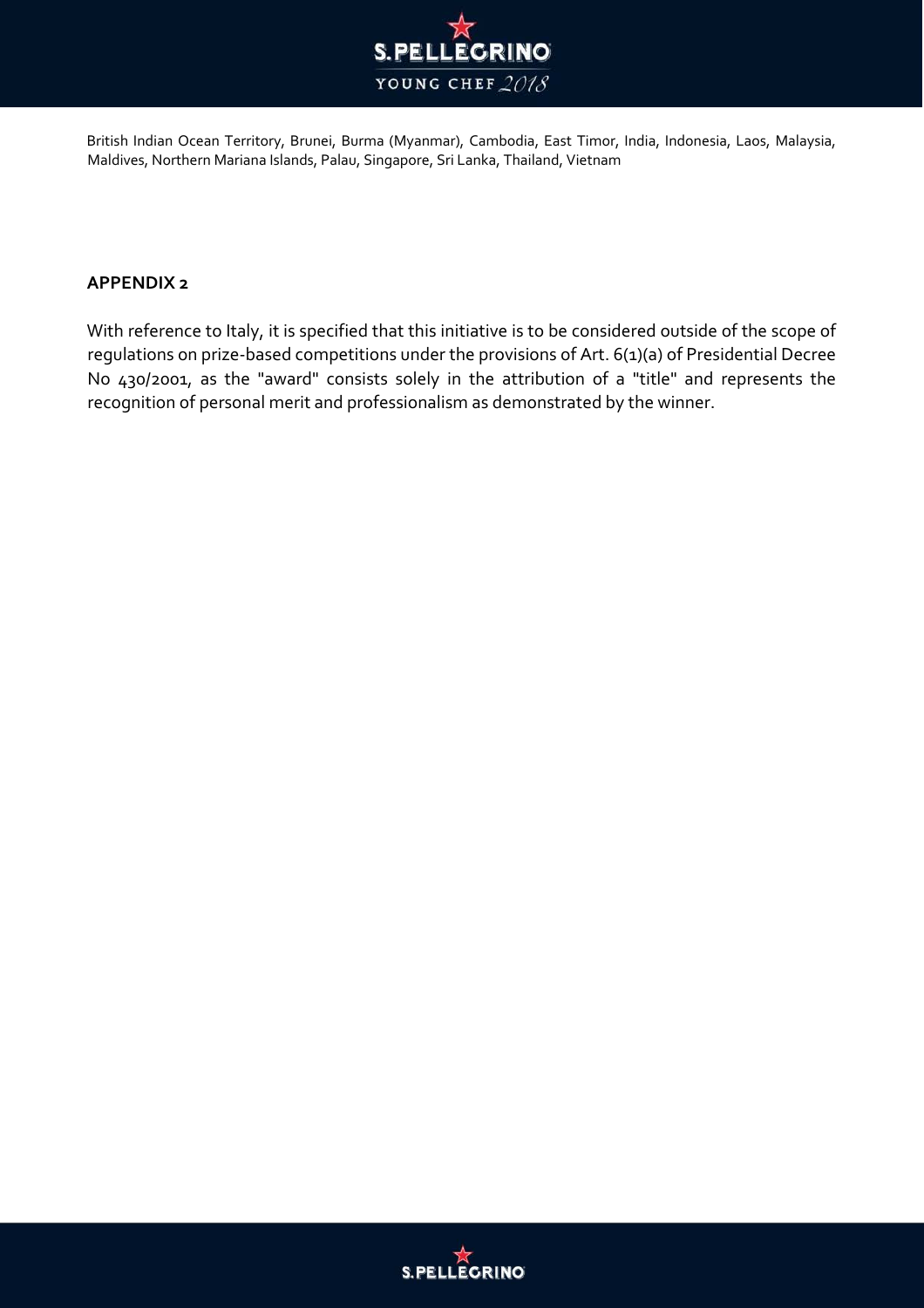British Indian Ocean Territory, Brunei, Burma (Myanmar), Cambodia, East Timor, India, Indonesia, Laos, Malaysia, Maldives, Northern Mariana Islands, Palau, Singapore, Sri Lanka, Thailand, Vietnam

## APPENDIX 2

With reference to Italy, it is specified that this initiative is to be considered outside of the scope of regulations on prize-based competitions under the provisions of Art. 6(1)(a) of Presidential Decree No 430/2001, as the "award" consists solely in the attribution of a "title" and represents the recognition of personal merit and professionalism as demonstrated by the winner.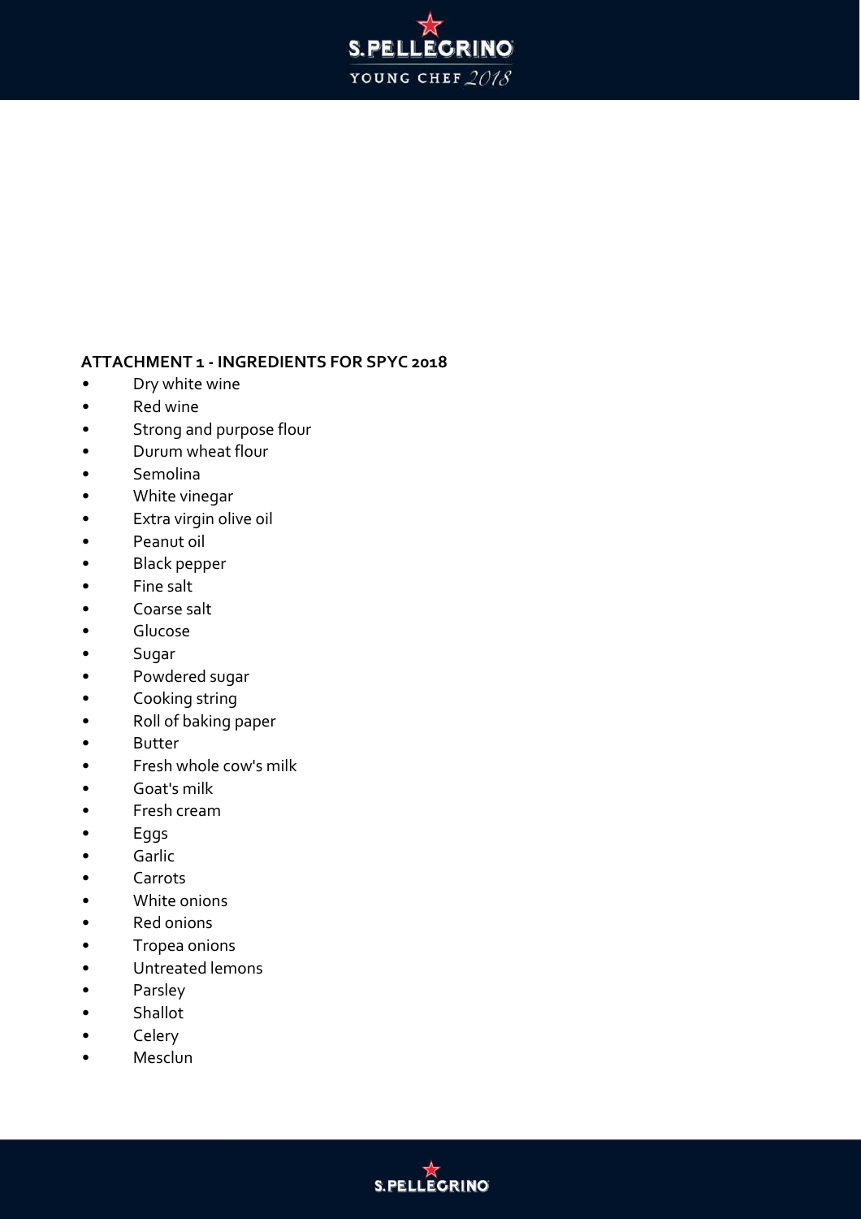## ATTACHMENT 1 - INGREDIENTS FOR SPYC 2018

- Dry white wine
- Red wine
- Strong and purpose flour
- Durum wheat flour
- Semolina
- White vinegar
- Extra virgin olive oil
- Peanut oil
- Black pepper
- Fine salt
- Coarse salt
- Glucose
- Sugar
- Powdered sugar
- Cooking string
- Roll of baking paper
- Butter
- Fresh whole cow's milk
- Goat's milk
- Fresh cream
- Eggs
- Garlic
- Carrots
- White onions
- Red onions
- Tropea onions
- Untreated lemons
- Parsley
- Shallot
- Celery
- Mesclun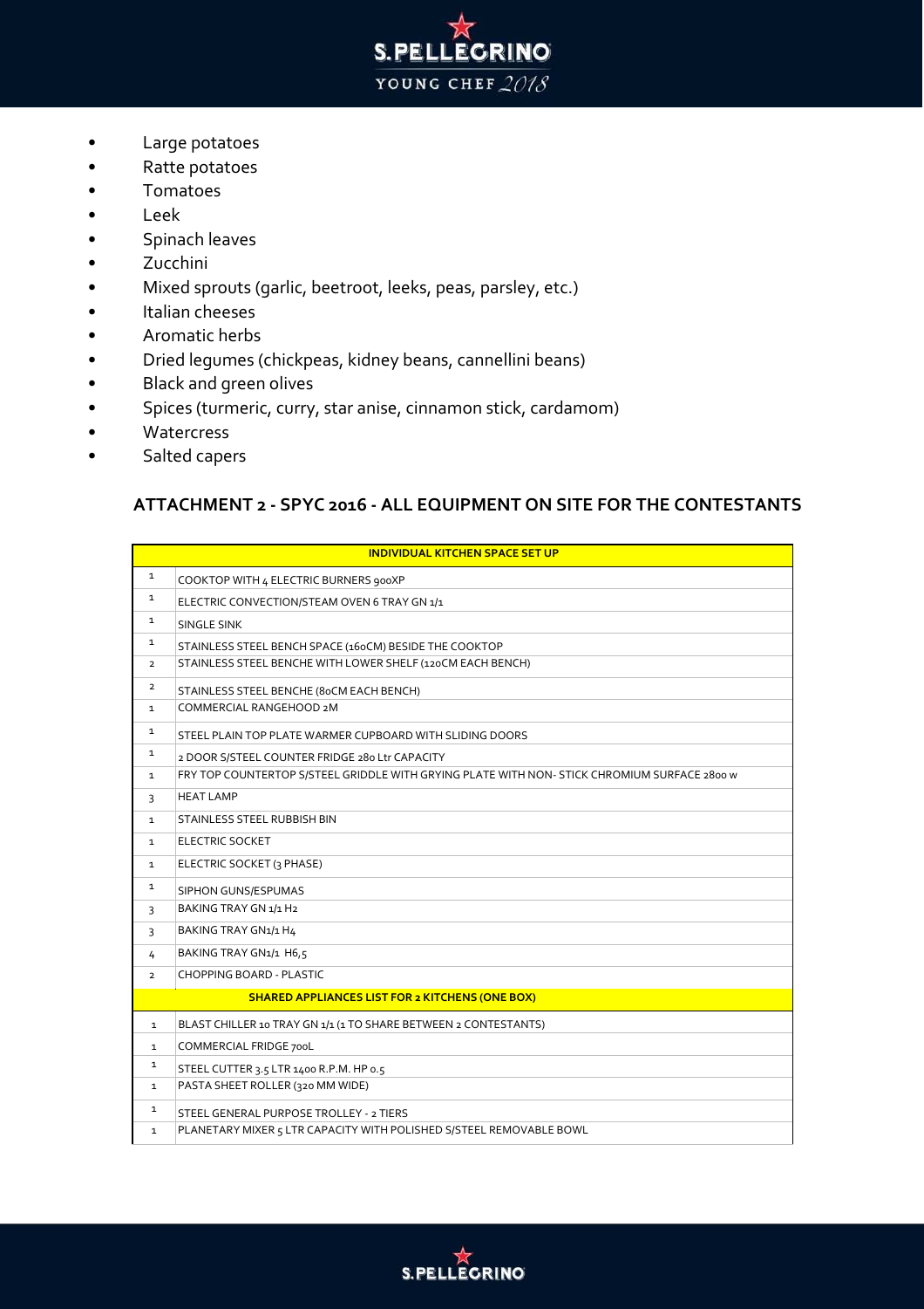- Large potatoes
- Ratte potatoes
- Tomatoes
- Leek
- Spinach leaves
- Zucchini
- Mixed sprouts (garlic, beetroot, leeks, peas, parsley, etc.)
- Italian cheeses
- Aromatic herbs
- Dried legumes (chickpeas, kidney beans, cannellini beans)
- Black and green olives
- Spices (turmeric, curry, star anise, cinnamon stick, cardamom)
- Watercress
- Salted capers

## ATTACHMENT 2 - SPYC 2016 - ALL EQUIPMENT ON SITE FOR THE CONTESTANTS

| | INDIVIDUAL KITCHEN SPACE SET UP |
|---|---|
| 1 | COOKTOP WITH 4 ELECTRIC BURNERS 900XP |
| 1 | ELECTRIC CONVECTION/STEAM OVEN 6 TRAY GN 1/1 |
| 1 | SINGLE SINK |
| 1 | STAINLESS STEEL BENCH SPACE (160CM) BESIDE THE COOKTOP |
| 2 | STAINLESS STEEL BENCHE WITH LOWER SHELF (120CM EACH BENCH) |
| 2 | STAINLESS STEEL BENCHE (80CM EACH BENCH) |
| 1 | COMMERCIAL RANGEHOOD 2M |
| 1 | STEEL PLAIN TOP PLATE WARMER CUPBOARD WITH SLIDING DOORS |
| 1 | 2 DOOR S/STEEL COUNTER FRIDGE 280 Ltr CAPACITY |
| 1 | FRY TOP COUNTERTOP S/STEEL GRIDDLE WITH GRYING PLATE WITH NON- STICK CHROMIUM SURFACE 2800 w |
| 3 | HEAT LAMP |
| 1 | STAINLESS STEEL RUBBISH BIN |
| 1 | ELECTRIC SOCKET |
| 1 | ELECTRIC SOCKET (3 PHASE) |
| 1 | SIPHON GUNS/ESPUMAS |
| 3 | BAKING TRAY GN 1/1 H2 |
| 3 | BAKING TRAY GN1/1 H4 |
| 4 | BAKING TRAY GN1/1 H6,5 |
| 2 | CHOPPING BOARD - PLASTIC |
| | **SHARED APPLIANCES LIST FOR 2 KITCHENS (ONE BOX)** |
| 1 | BLAST CHILLER 10 TRAY GN 1/1 (1 TO SHARE BETWEEN 2 CONTESTANTS) |
| 1 | COMMERCIAL FRIDGE 700L |
| 1 | STEEL CUTTER 3.5 LTR 1400 R.P.M. HP 0.5 |
| 1 | PASTA SHEET ROLLER (320 MM WIDE) |
| 1 | STEEL GENERAL PURPOSE TROLLEY - 2 TIERS |
| 1 | PLANETARY MIXER 5 LTR CAPACITY WITH POLISHED S/STEEL REMOVABLE BOWL |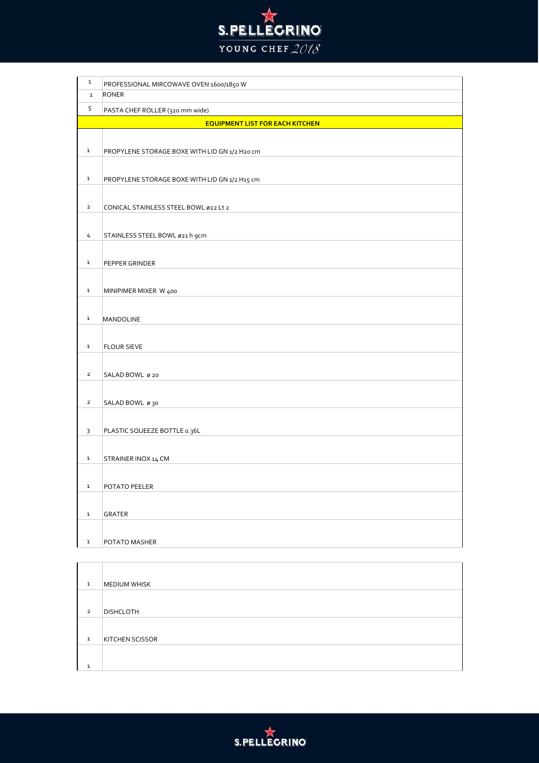| | |
|---|---|
| 1 | PROFESSIONAL MIRCOWAVE OVEN 1600/1850 W |
| 1 | RONER |
| 5 | PASTA CHEF ROLLER (320 mm wide) |
| **EQUIPMENT LIST FOR EACH KITCHEN** | |
| 1 | PROPYLENE STORAGE BOXE WITH LID GN 1/2 H20 cm |
| 1 | PROPYLENE STORAGE BOXE WITH LID GN 1/2 H15 cm |
| 2 | CONICAL STAINLESS STEEL BOWL ø22 Lt 2 |
| 4 | STAINLESS STEEL BOWL ø21 h 9cm |
| 1 | PEPPER GRINDER |
| 1 | MINIPIMER MIXER W 400 |
| 1 | MANDOLINE |
| 1 | FLOUR SIEVE |
| 2 | SALAD BOWL ø 20 |
| 2 | SALAD BOWL ø 30 |
| 3 | PLASTIC SQUEEZE BOTTLE 0.36L |
| 1 | STRAINER INOX 14 CM |
| 1 | POTATO PEELER |
| 1 | GRATER |
| 1 | POTATO MASHER |

| | |
|---|---|
| 1 | MEDIUM WHISK |
| 2 | DISHCLOTH |
| 1 | KITCHEN SCISSOR |
| 1 | |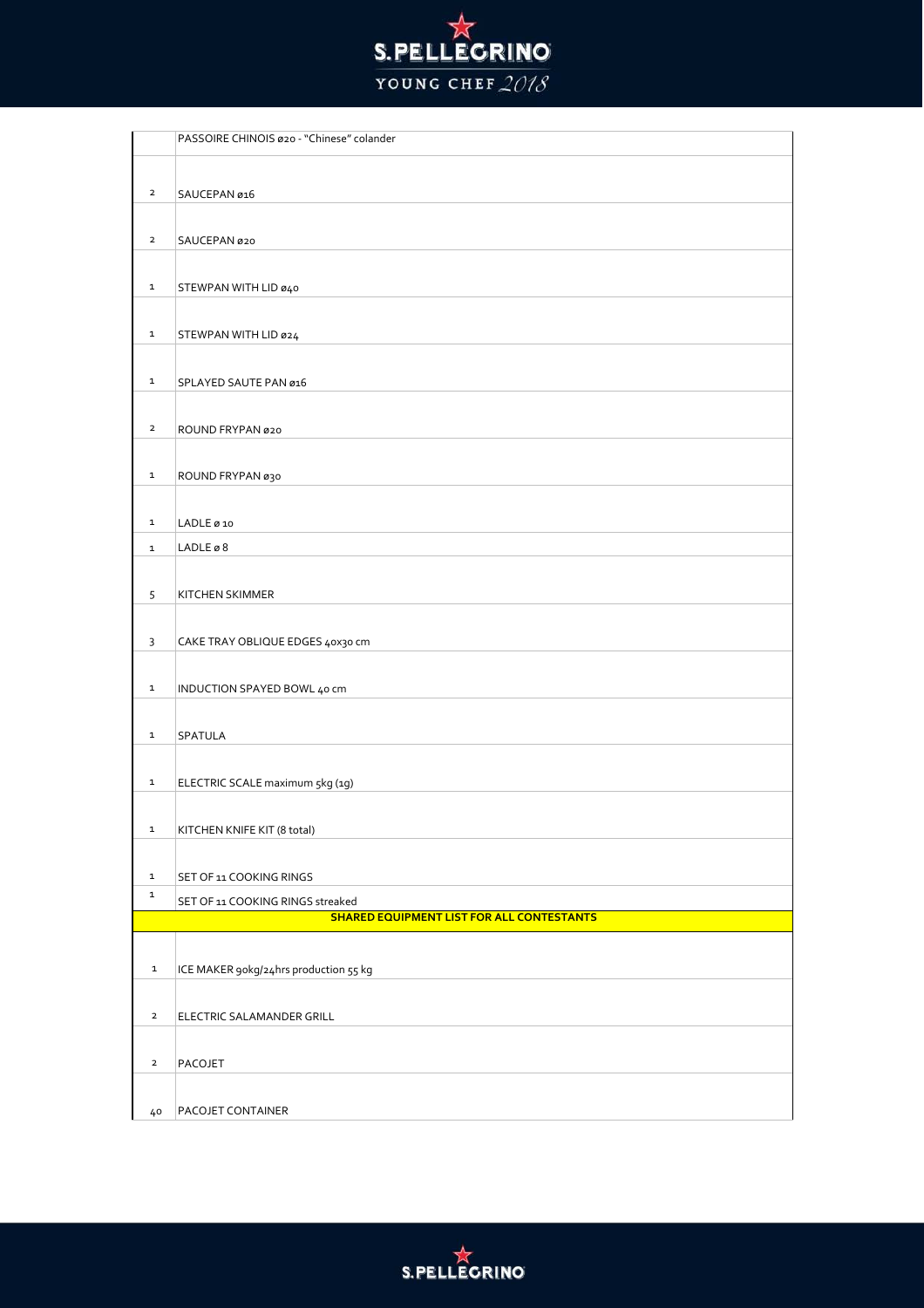| | |
|---|---|
| | PASSOIRE CHINOIS ø20 - "Chinese" colander |
| 2 | SAUCEPAN ø16 |
| 2 | SAUCEPAN ø20 |
| 1 | STEWPAN WITH LID ø40 |
| 1 | STEWPAN WITH LID ø24 |
| 1 | SPLAYED SAUTE PAN ø16 |
| 2 | ROUND FRYPAN ø20 |
| 1 | ROUND FRYPAN ø30 |
| 1 | LADLE ø 10 |
| 1 | LADLE ø 8 |
| 5 | KITCHEN SKIMMER |
| 3 | CAKE TRAY OBLIQUE EDGES 40x30 cm |
| 1 | INDUCTION SPAYED BOWL 40 cm |
| 1 | SPATULA |
| 1 | ELECTRIC SCALE maximum 5kg (1g) |
| 1 | KITCHEN KNIFE KIT (8 total) |
| 1 | SET OF 11 COOKING RINGS |
| 1 | SET OF 11 COOKING RINGS streaked |
| | **SHARED EQUIPMENT LIST FOR ALL CONTESTANTS** |
| 1 | ICE MAKER 90kg/24hrs production 55 kg |
| 2 | ELECTRIC SALAMANDER GRILL |
| 2 | PACOJET |
| 40 | PACOJET CONTAINER |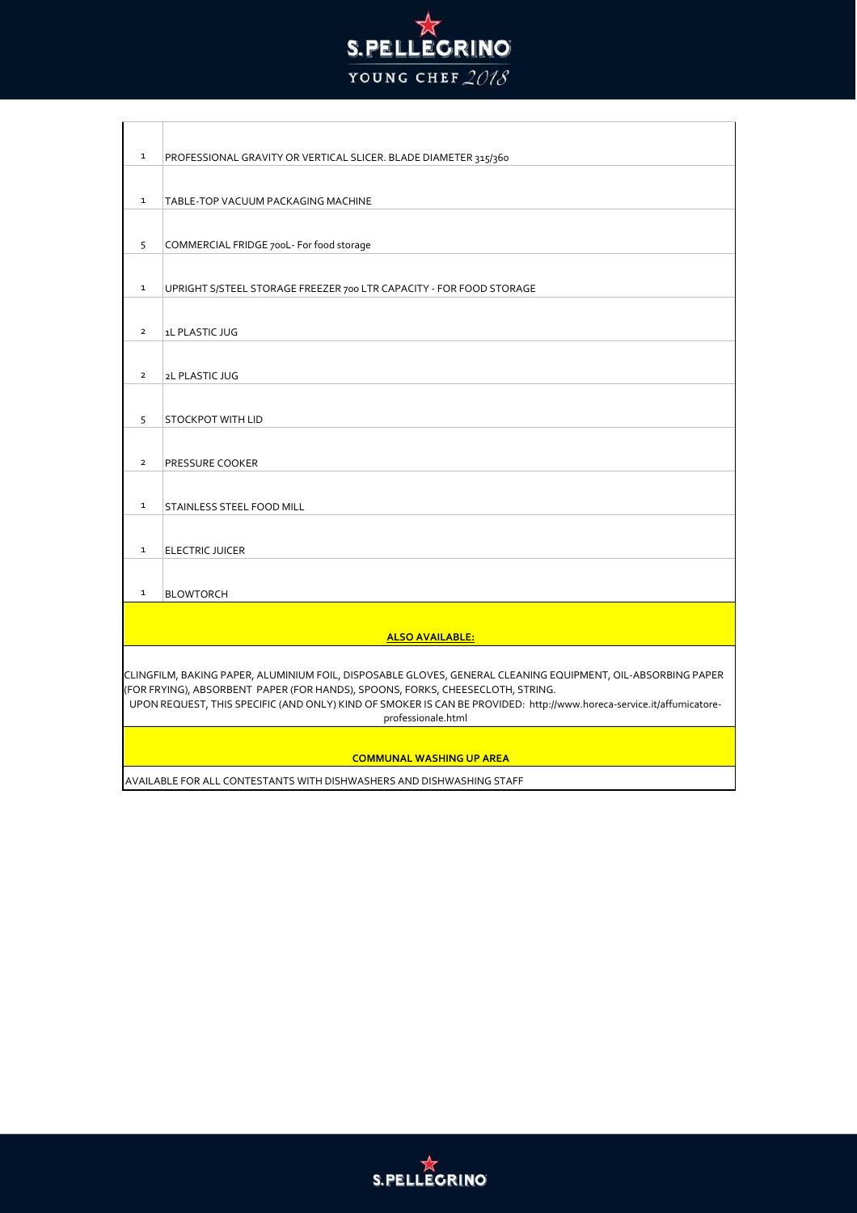| | |
|---|---|
| 1 | PROFESSIONAL GRAVITY OR VERTICAL SLICER. BLADE DIAMETER 315/360 |
| 1 | TABLE-TOP VACUUM PACKAGING MACHINE |
| 5 | COMMERCIAL FRIDGE 700L- For food storage |
| 1 | UPRIGHT S/STEEL STORAGE FREEZER 700 LTR CAPACITY - FOR FOOD STORAGE |
| 2 | 1L PLASTIC JUG |
| 2 | 2L PLASTIC JUG |
| 5 | STOCKPOT WITH LID |
| 2 | PRESSURE COOKER |
| 1 | STAINLESS STEEL FOOD MILL |
| 1 | ELECTRIC JUICER |
| 1 | BLOWTORCH |

**ALSO AVAILABLE:**

CLINGFILM, BAKING PAPER, ALUMINIUM FOIL, DISPOSABLE GLOVES, GENERAL CLEANING EQUIPMENT, OIL-ABSORBING PAPER (FOR FRYING), ABSORBENT PAPER (FOR HANDS), SPOONS, FORKS, CHEESECLOTH, STRING.
UPON REQUEST, THIS SPECIFIC (AND ONLY) KIND OF SMOKER IS CAN BE PROVIDED: http://www.horeca-service.it/affumicatore-professionale.html

**COMMUNAL WASHING UP AREA**

AVAILABLE FOR ALL CONTESTANTS WITH DISHWASHERS AND DISHWASHING STAFF